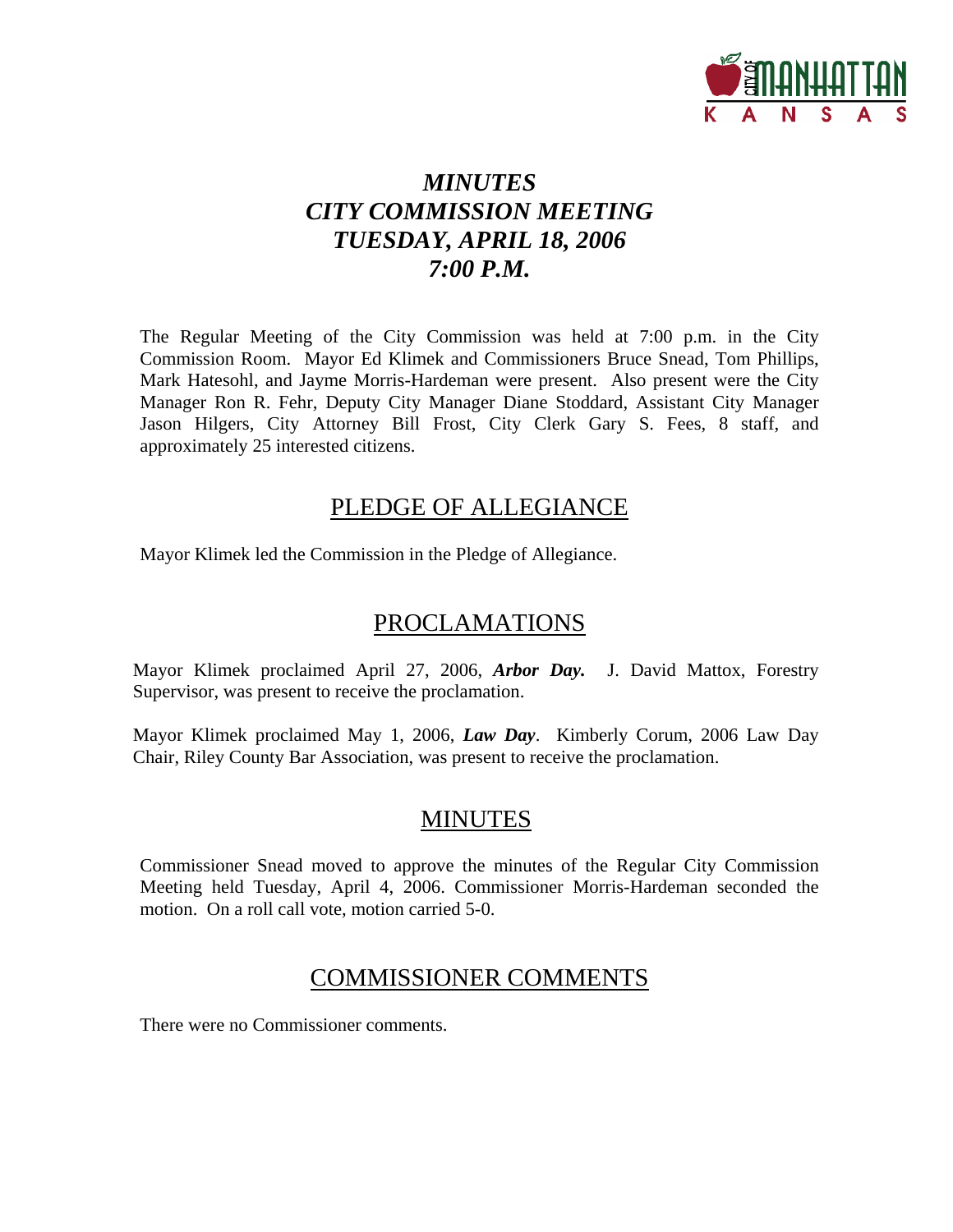# *MINUTES*
# *CITY COMMISSION MEETING*
# *TUESDAY, APRIL 18, 2006*
# *7:00 P.M.*

The Regular Meeting of the City Commission was held at 7:00 p.m. in the City Commission Room. Mayor Ed Klimek and Commissioners Bruce Snead, Tom Phillips, Mark Hatesohl, and Jayme Morris-Hardeman were present. Also present were the City Manager Ron R. Fehr, Deputy City Manager Diane Stoddard, Assistant City Manager Jason Hilgers, City Attorney Bill Frost, City Clerk Gary S. Fees, 8 staff, and approximately 25 interested citizens.

## PLEDGE OF ALLEGIANCE

Mayor Klimek led the Commission in the Pledge of Allegiance.

## PROCLAMATIONS

Mayor Klimek proclaimed April 27, 2006, ***Arbor Day.*** J. David Mattox, Forestry Supervisor, was present to receive the proclamation.

Mayor Klimek proclaimed May 1, 2006, ***Law Day***. Kimberly Corum, 2006 Law Day Chair, Riley County Bar Association, was present to receive the proclamation.

## MINUTES

Commissioner Snead moved to approve the minutes of the Regular City Commission Meeting held Tuesday, April 4, 2006. Commissioner Morris-Hardeman seconded the motion. On a roll call vote, motion carried 5-0.

## COMMISSIONER COMMENTS

There were no Commissioner comments.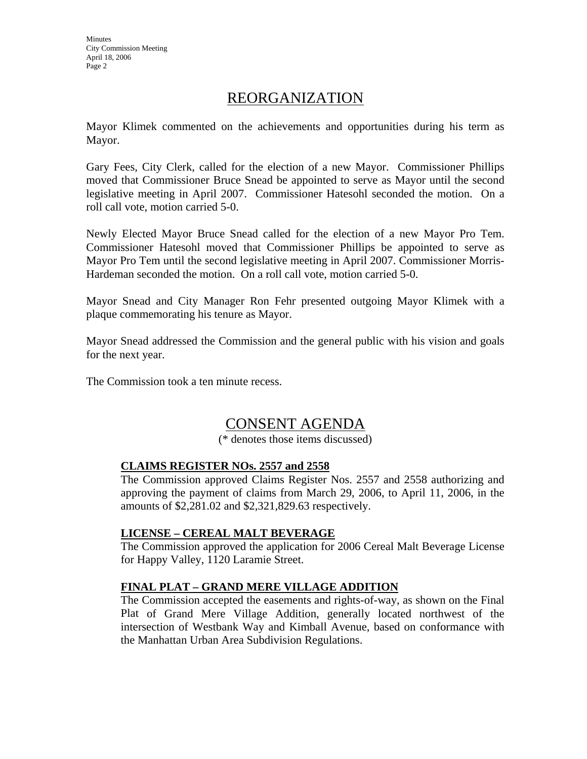## REORGANIZATION

Mayor Klimek commented on the achievements and opportunities during his term as Mayor.

Gary Fees, City Clerk, called for the election of a new Mayor. Commissioner Phillips moved that Commissioner Bruce Snead be appointed to serve as Mayor until the second legislative meeting in April 2007. Commissioner Hatesohl seconded the motion. On a roll call vote, motion carried 5-0.

Newly Elected Mayor Bruce Snead called for the election of a new Mayor Pro Tem. Commissioner Hatesohl moved that Commissioner Phillips be appointed to serve as Mayor Pro Tem until the second legislative meeting in April 2007. Commissioner Morris-Hardeman seconded the motion. On a roll call vote, motion carried 5-0.

Mayor Snead and City Manager Ron Fehr presented outgoing Mayor Klimek with a plaque commemorating his tenure as Mayor.

Mayor Snead addressed the Commission and the general public with his vision and goals for the next year.

The Commission took a ten minute recess.

## CONSENT AGENDA

(* denotes those items discussed)

**CLAIMS REGISTER NOs. 2557 and 2558**

The Commission approved Claims Register Nos. 2557 and 2558 authorizing and approving the payment of claims from March 29, 2006, to April 11, 2006, in the amounts of $2,281.02 and $2,321,829.63 respectively.

**LICENSE – CEREAL MALT BEVERAGE**

The Commission approved the application for 2006 Cereal Malt Beverage License for Happy Valley, 1120 Laramie Street.

**FINAL PLAT – GRAND MERE VILLAGE ADDITION**

The Commission accepted the easements and rights-of-way, as shown on the Final Plat of Grand Mere Village Addition, generally located northwest of the intersection of Westbank Way and Kimball Avenue, based on conformance with the Manhattan Urban Area Subdivision Regulations.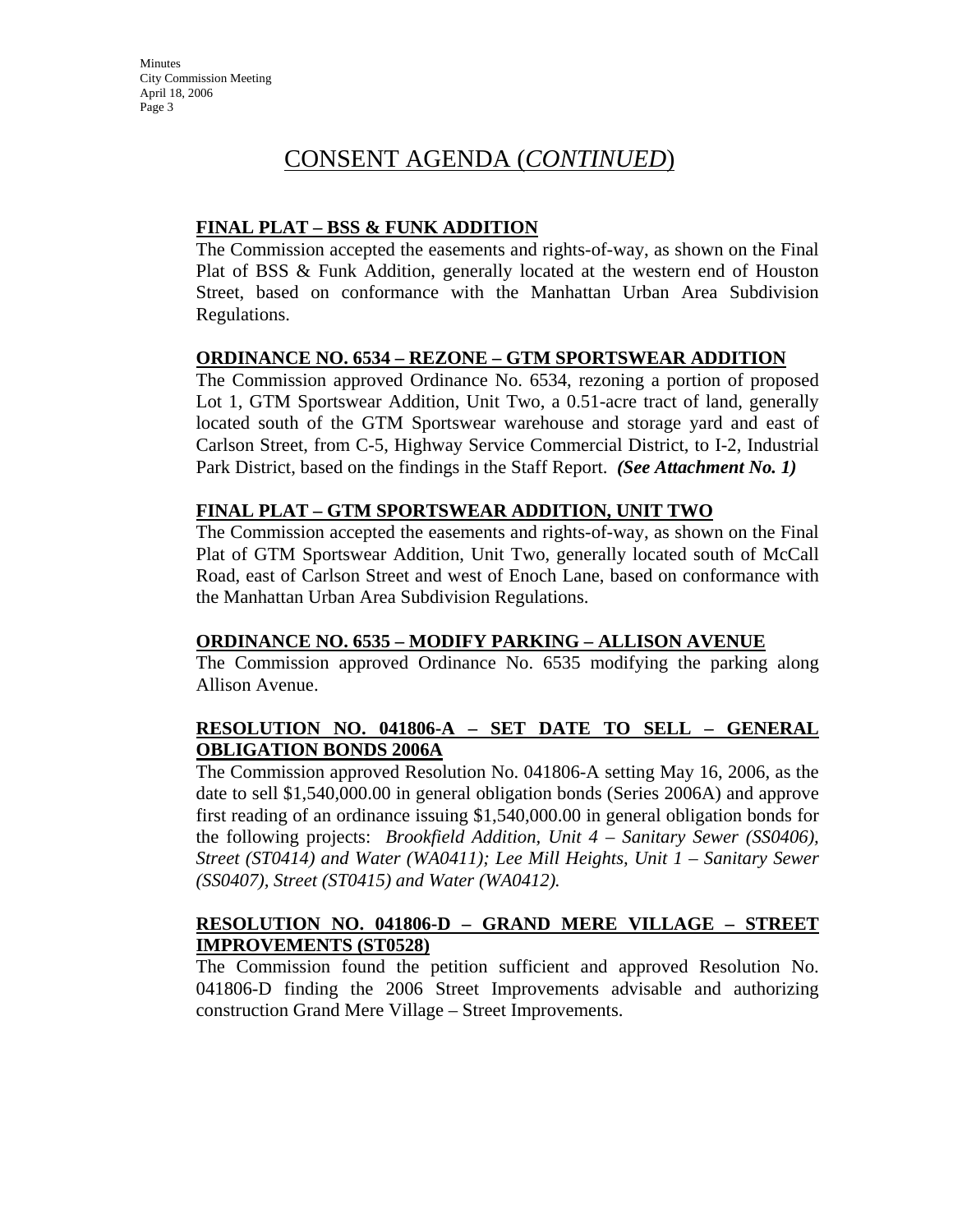# CONSENT AGENDA (*CONTINUED*)

**FINAL PLAT – BSS & FUNK ADDITION**

The Commission accepted the easements and rights-of-way, as shown on the Final Plat of BSS & Funk Addition, generally located at the western end of Houston Street, based on conformance with the Manhattan Urban Area Subdivision Regulations.

**ORDINANCE NO. 6534 – REZONE – GTM SPORTSWEAR ADDITION**

The Commission approved Ordinance No. 6534, rezoning a portion of proposed Lot 1, GTM Sportswear Addition, Unit Two, a 0.51-acre tract of land, generally located south of the GTM Sportswear warehouse and storage yard and east of Carlson Street, from C-5, Highway Service Commercial District, to I-2, Industrial Park District, based on the findings in the Staff Report. ***(See Attachment No. 1)***

**FINAL PLAT – GTM SPORTSWEAR ADDITION, UNIT TWO**

The Commission accepted the easements and rights-of-way, as shown on the Final Plat of GTM Sportswear Addition, Unit Two, generally located south of McCall Road, east of Carlson Street and west of Enoch Lane, based on conformance with the Manhattan Urban Area Subdivision Regulations.

**ORDINANCE NO. 6535 – MODIFY PARKING – ALLISON AVENUE**

The Commission approved Ordinance No. 6535 modifying the parking along Allison Avenue.

**RESOLUTION NO. 041806-A – SET DATE TO SELL – GENERAL OBLIGATION BONDS 2006A**

The Commission approved Resolution No. 041806-A setting May 16, 2006, as the date to sell $1,540,000.00 in general obligation bonds (Series 2006A) and approve first reading of an ordinance issuing $1,540,000.00 in general obligation bonds for the following projects: *Brookfield Addition, Unit 4 – Sanitary Sewer (SS0406), Street (ST0414) and Water (WA0411); Lee Mill Heights, Unit 1 – Sanitary Sewer (SS0407), Street (ST0415) and Water (WA0412).*

**RESOLUTION NO. 041806-D – GRAND MERE VILLAGE – STREET IMPROVEMENTS (ST0528)**

The Commission found the petition sufficient and approved Resolution No. 041806-D finding the 2006 Street Improvements advisable and authorizing construction Grand Mere Village – Street Improvements.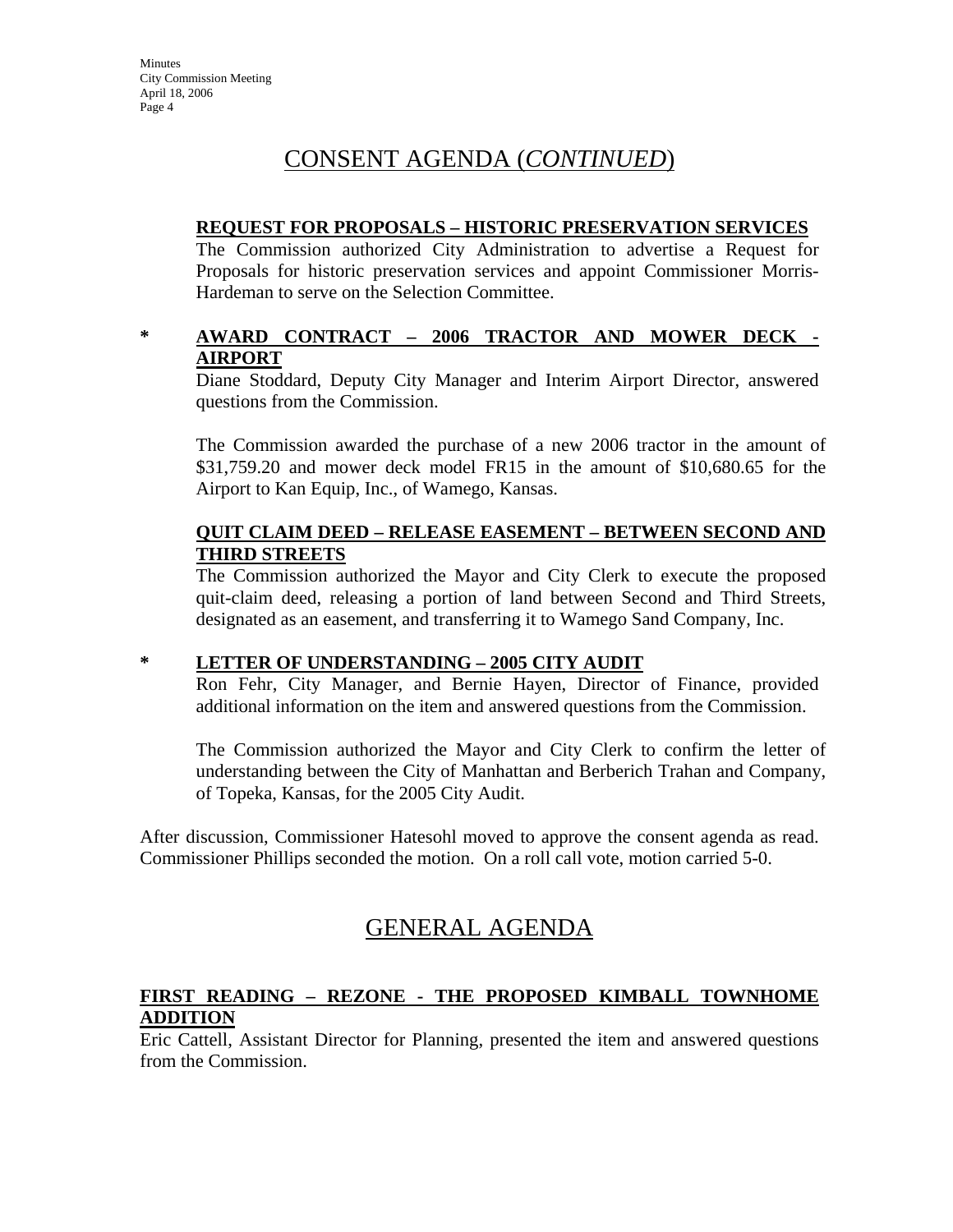## CONSENT AGENDA (*CONTINUED*)

**REQUEST FOR PROPOSALS – HISTORIC PRESERVATION SERVICES**

The Commission authorized City Administration to advertise a Request for Proposals for historic preservation services and appoint Commissioner Morris-Hardeman to serve on the Selection Committee.

\* **AWARD CONTRACT – 2006 TRACTOR AND MOWER DECK - AIRPORT**

Diane Stoddard, Deputy City Manager and Interim Airport Director, answered questions from the Commission.

The Commission awarded the purchase of a new 2006 tractor in the amount of $31,759.20 and mower deck model FR15 in the amount of $10,680.65 for the Airport to Kan Equip, Inc., of Wamego, Kansas.

**QUIT CLAIM DEED – RELEASE EASEMENT – BETWEEN SECOND AND THIRD STREETS**

The Commission authorized the Mayor and City Clerk to execute the proposed quit-claim deed, releasing a portion of land between Second and Third Streets, designated as an easement, and transferring it to Wamego Sand Company, Inc.

\* **LETTER OF UNDERSTANDING – 2005 CITY AUDIT**

Ron Fehr, City Manager, and Bernie Hayen, Director of Finance, provided additional information on the item and answered questions from the Commission.

The Commission authorized the Mayor and City Clerk to confirm the letter of understanding between the City of Manhattan and Berberich Trahan and Company, of Topeka, Kansas, for the 2005 City Audit.

After discussion, Commissioner Hatesohl moved to approve the consent agenda as read. Commissioner Phillips seconded the motion. On a roll call vote, motion carried 5-0.

## GENERAL AGENDA

**FIRST READING – REZONE - THE PROPOSED KIMBALL TOWNHOME ADDITION**

Eric Cattell, Assistant Director for Planning, presented the item and answered questions from the Commission.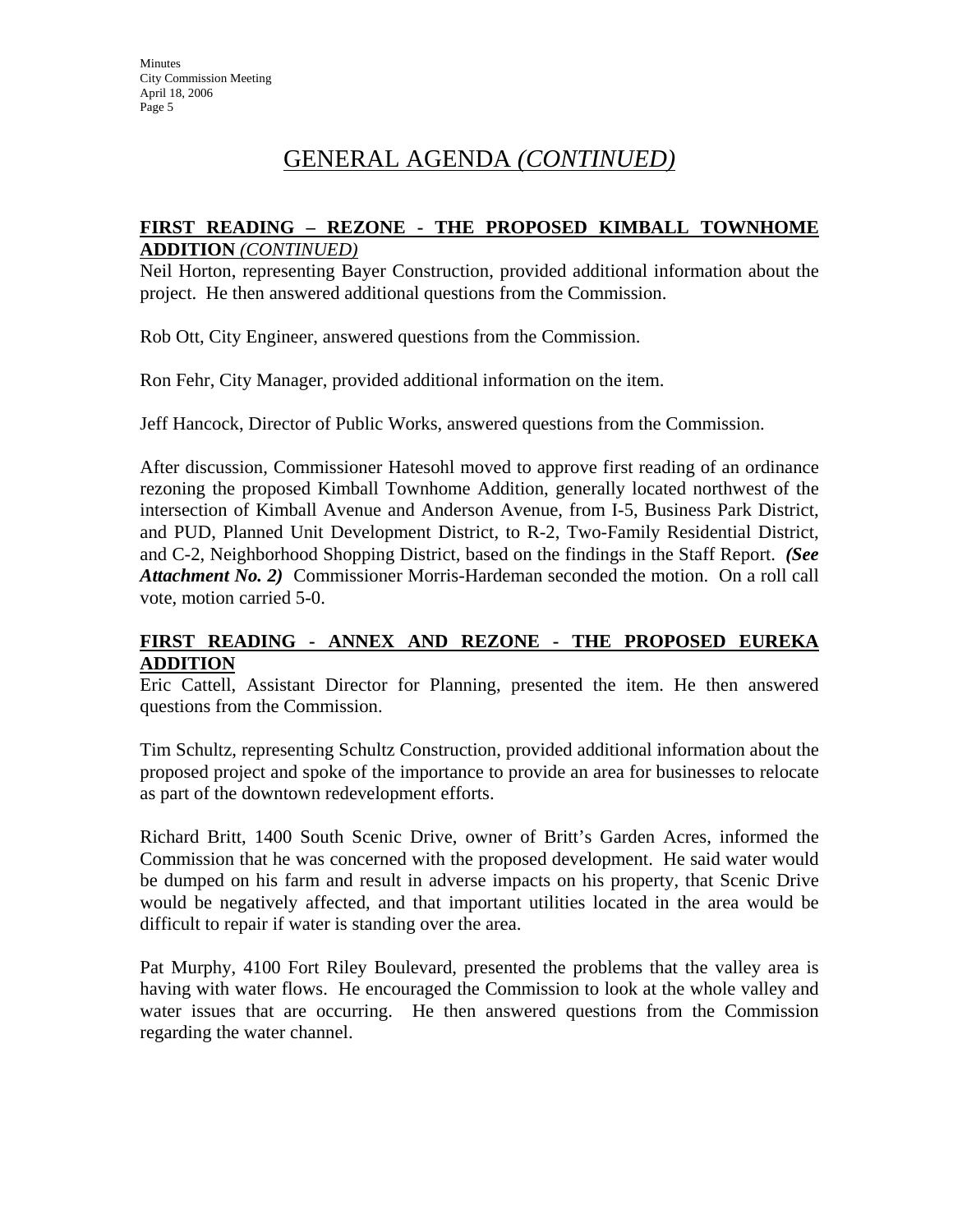# GENERAL AGENDA *(CONTINUED)*

**FIRST READING – REZONE - THE PROPOSED KIMBALL TOWNHOME ADDITION** *(CONTINUED)*

Neil Horton, representing Bayer Construction, provided additional information about the project. He then answered additional questions from the Commission.

Rob Ott, City Engineer, answered questions from the Commission.

Ron Fehr, City Manager, provided additional information on the item.

Jeff Hancock, Director of Public Works, answered questions from the Commission.

After discussion, Commissioner Hatesohl moved to approve first reading of an ordinance rezoning the proposed Kimball Townhome Addition, generally located northwest of the intersection of Kimball Avenue and Anderson Avenue, from I-5, Business Park District, and PUD, Planned Unit Development District, to R-2, Two-Family Residential District, and C-2, Neighborhood Shopping District, based on the findings in the Staff Report. ***(See Attachment No. 2)*** Commissioner Morris-Hardeman seconded the motion. On a roll call vote, motion carried 5-0.

**FIRST READING - ANNEX AND REZONE - THE PROPOSED EUREKA ADDITION**

Eric Cattell, Assistant Director for Planning, presented the item. He then answered questions from the Commission.

Tim Schultz, representing Schultz Construction, provided additional information about the proposed project and spoke of the importance to provide an area for businesses to relocate as part of the downtown redevelopment efforts.

Richard Britt, 1400 South Scenic Drive, owner of Britt's Garden Acres, informed the Commission that he was concerned with the proposed development. He said water would be dumped on his farm and result in adverse impacts on his property, that Scenic Drive would be negatively affected, and that important utilities located in the area would be difficult to repair if water is standing over the area.

Pat Murphy, 4100 Fort Riley Boulevard, presented the problems that the valley area is having with water flows. He encouraged the Commission to look at the whole valley and water issues that are occurring. He then answered questions from the Commission regarding the water channel.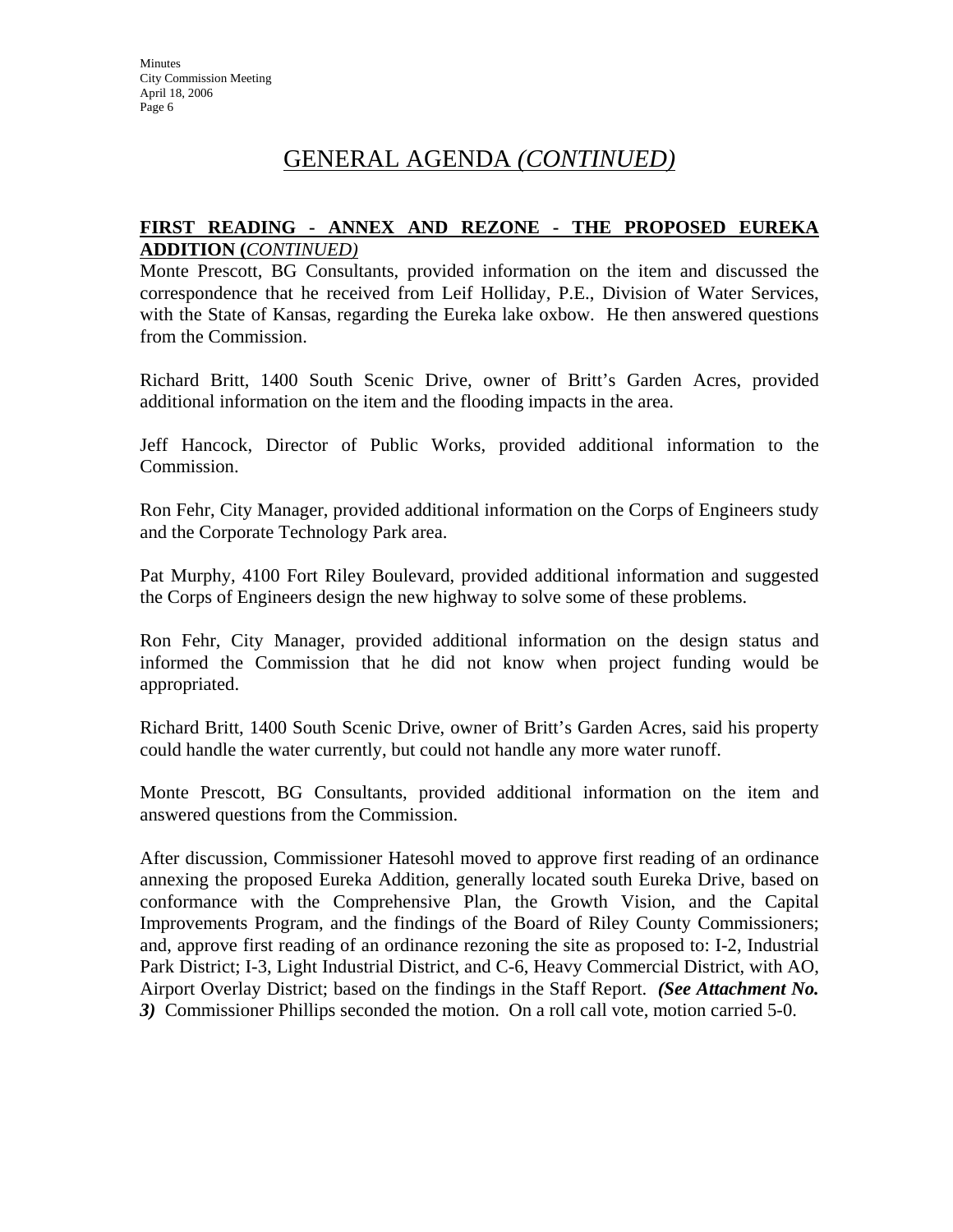# GENERAL AGENDA *(CONTINUED)*

**FIRST READING - ANNEX AND REZONE - THE PROPOSED EUREKA ADDITION (*CONTINUED)***

Monte Prescott, BG Consultants, provided information on the item and discussed the correspondence that he received from Leif Holliday, P.E., Division of Water Services, with the State of Kansas, regarding the Eureka lake oxbow. He then answered questions from the Commission.

Richard Britt, 1400 South Scenic Drive, owner of Britt's Garden Acres, provided additional information on the item and the flooding impacts in the area.

Jeff Hancock, Director of Public Works, provided additional information to the Commission.

Ron Fehr, City Manager, provided additional information on the Corps of Engineers study and the Corporate Technology Park area.

Pat Murphy, 4100 Fort Riley Boulevard, provided additional information and suggested the Corps of Engineers design the new highway to solve some of these problems.

Ron Fehr, City Manager, provided additional information on the design status and informed the Commission that he did not know when project funding would be appropriated.

Richard Britt, 1400 South Scenic Drive, owner of Britt's Garden Acres, said his property could handle the water currently, but could not handle any more water runoff.

Monte Prescott, BG Consultants, provided additional information on the item and answered questions from the Commission.

After discussion, Commissioner Hatesohl moved to approve first reading of an ordinance annexing the proposed Eureka Addition, generally located south Eureka Drive, based on conformance with the Comprehensive Plan, the Growth Vision, and the Capital Improvements Program, and the findings of the Board of Riley County Commissioners; and, approve first reading of an ordinance rezoning the site as proposed to: I-2, Industrial Park District; I-3, Light Industrial District, and C-6, Heavy Commercial District, with AO, Airport Overlay District; based on the findings in the Staff Report. ***(See Attachment No. 3)*** Commissioner Phillips seconded the motion. On a roll call vote, motion carried 5-0.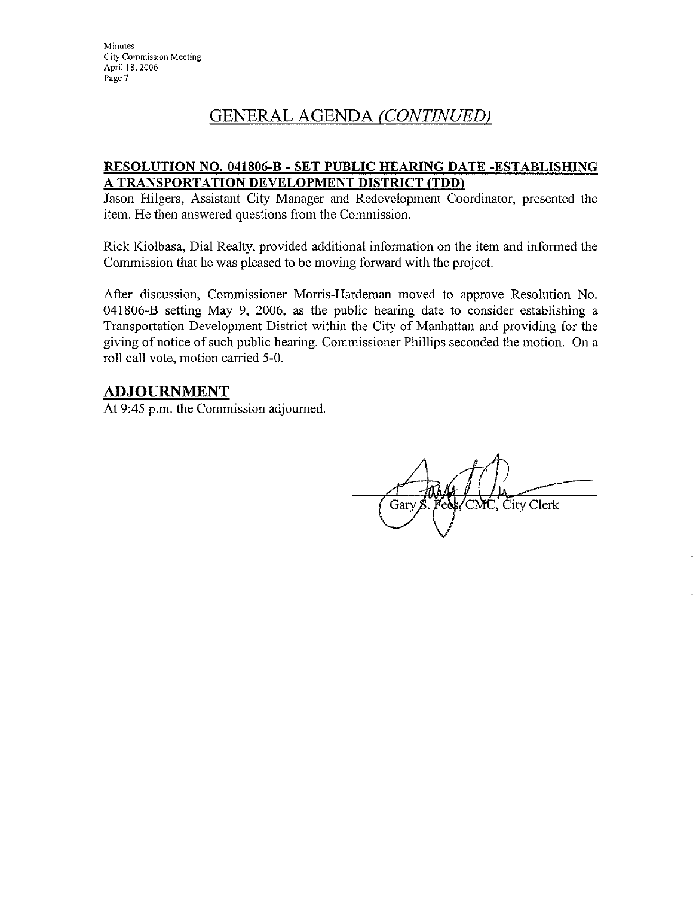## GENERAL AGENDA *(CONTINUED)*

**RESOLUTION NO. 041806-B - SET PUBLIC HEARING DATE -ESTABLISHING A TRANSPORTATION DEVELOPMENT DISTRICT (TDD)**

Jason Hilgers, Assistant City Manager and Redevelopment Coordinator, presented the item. He then answered questions from the Commission.

Rick Kiolbasa, Dial Realty, provided additional information on the item and informed the Commission that he was pleased to be moving forward with the project.

After discussion, Commissioner Morris-Hardeman moved to approve Resolution No. 041806-B setting May 9, 2006, as the public hearing date to consider establishing a Transportation Development District within the City of Manhattan and providing for the giving of notice of such public hearing. Commissioner Phillips seconded the motion. On a roll call vote, motion carried 5-0.

## ADJOURNMENT

At 9:45 p.m. the Commission adjourned.

Gary S. Fees, CMC, City Clerk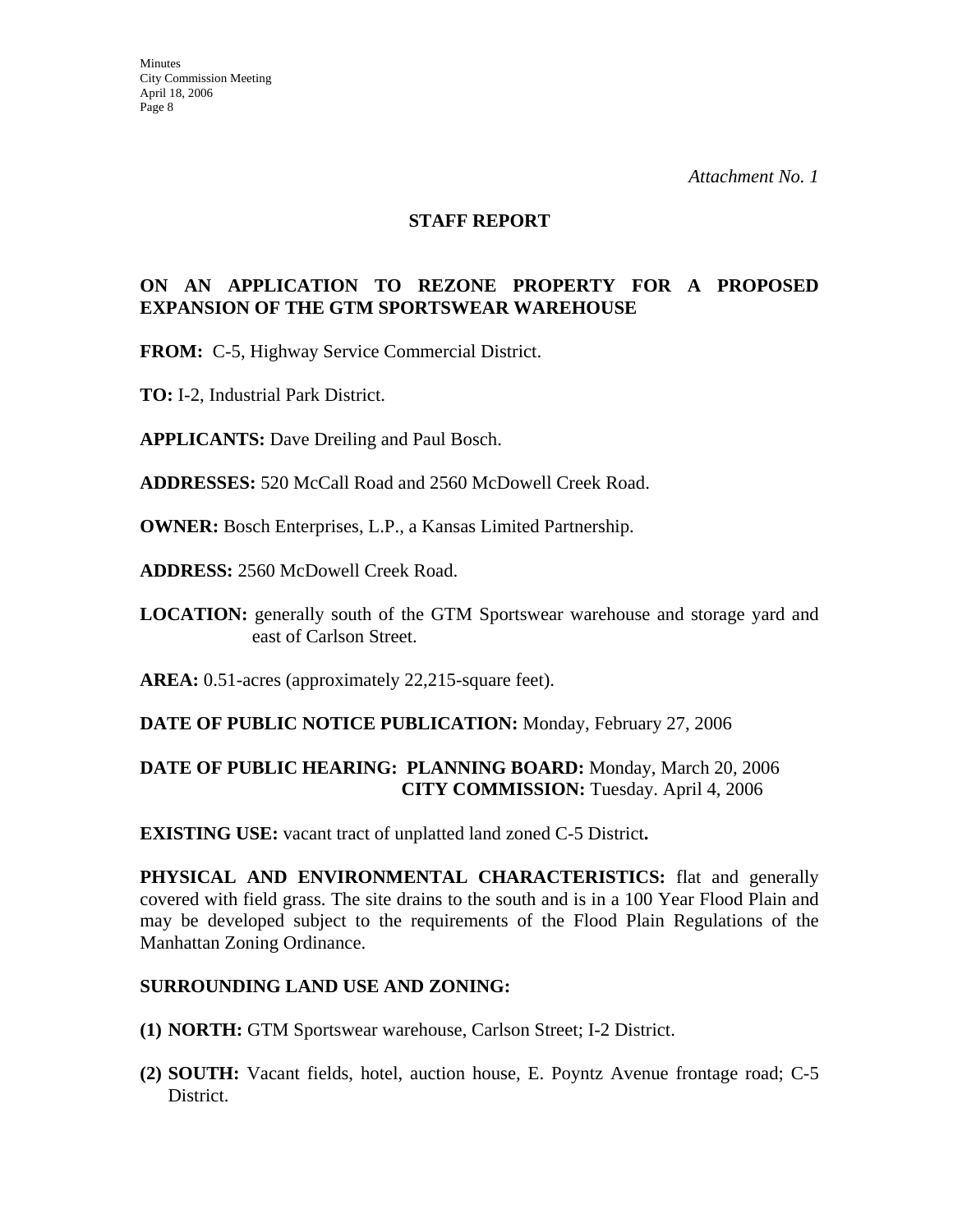*Attachment No. 1*

## STAFF REPORT

### ON AN APPLICATION TO REZONE PROPERTY FOR A PROPOSED EXPANSION OF THE GTM SPORTSWEAR WAREHOUSE

**FROM:** C-5, Highway Service Commercial District.

**TO:** I-2, Industrial Park District.

**APPLICANTS:** Dave Dreiling and Paul Bosch.

**ADDRESSES:** 520 McCall Road and 2560 McDowell Creek Road.

**OWNER:** Bosch Enterprises, L.P., a Kansas Limited Partnership.

**ADDRESS:** 2560 McDowell Creek Road.

**LOCATION:** generally south of the GTM Sportswear warehouse and storage yard and east of Carlson Street.

**AREA:** 0.51-acres (approximately 22,215-square feet).

**DATE OF PUBLIC NOTICE PUBLICATION:** Monday, February 27, 2006

**DATE OF PUBLIC HEARING: PLANNING BOARD:** Monday, March 20, 2006
**CITY COMMISSION:** Tuesday. April 4, 2006

**EXISTING USE:** vacant tract of unplatted land zoned C-5 District**.**

**PHYSICAL AND ENVIRONMENTAL CHARACTERISTICS:** flat and generally covered with field grass. The site drains to the south and is in a 100 Year Flood Plain and may be developed subject to the requirements of the Flood Plain Regulations of the Manhattan Zoning Ordinance.

**SURROUNDING LAND USE AND ZONING:**

**(1) NORTH:** GTM Sportswear warehouse, Carlson Street; I-2 District.

**(2) SOUTH:** Vacant fields, hotel, auction house, E. Poyntz Avenue frontage road; C-5 District.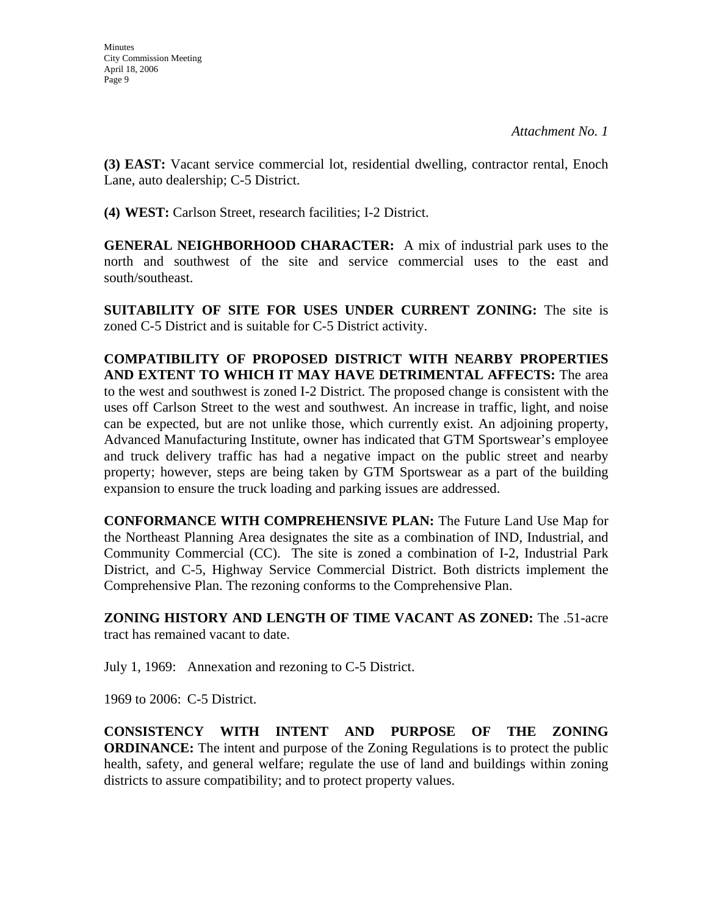*Attachment No. 1*

**(3) EAST:** Vacant service commercial lot, residential dwelling, contractor rental, Enoch Lane, auto dealership; C-5 District.

**(4) WEST:** Carlson Street, research facilities; I-2 District.

**GENERAL NEIGHBORHOOD CHARACTER:** A mix of industrial park uses to the north and southwest of the site and service commercial uses to the east and south/southeast.

**SUITABILITY OF SITE FOR USES UNDER CURRENT ZONING:** The site is zoned C-5 District and is suitable for C-5 District activity.

**COMPATIBILITY OF PROPOSED DISTRICT WITH NEARBY PROPERTIES AND EXTENT TO WHICH IT MAY HAVE DETRIMENTAL AFFECTS:** The area to the west and southwest is zoned I-2 District. The proposed change is consistent with the uses off Carlson Street to the west and southwest. An increase in traffic, light, and noise can be expected, but are not unlike those, which currently exist. An adjoining property, Advanced Manufacturing Institute, owner has indicated that GTM Sportswear's employee and truck delivery traffic has had a negative impact on the public street and nearby property; however, steps are being taken by GTM Sportswear as a part of the building expansion to ensure the truck loading and parking issues are addressed.

**CONFORMANCE WITH COMPREHENSIVE PLAN:** The Future Land Use Map for the Northeast Planning Area designates the site as a combination of IND, Industrial, and Community Commercial (CC). The site is zoned a combination of I-2, Industrial Park District, and C-5, Highway Service Commercial District. Both districts implement the Comprehensive Plan. The rezoning conforms to the Comprehensive Plan.

**ZONING HISTORY AND LENGTH OF TIME VACANT AS ZONED:** The .51-acre tract has remained vacant to date.

July 1, 1969: Annexation and rezoning to C-5 District.

1969 to 2006: C-5 District.

**CONSISTENCY WITH INTENT AND PURPOSE OF THE ZONING ORDINANCE:** The intent and purpose of the Zoning Regulations is to protect the public health, safety, and general welfare; regulate the use of land and buildings within zoning districts to assure compatibility; and to protect property values.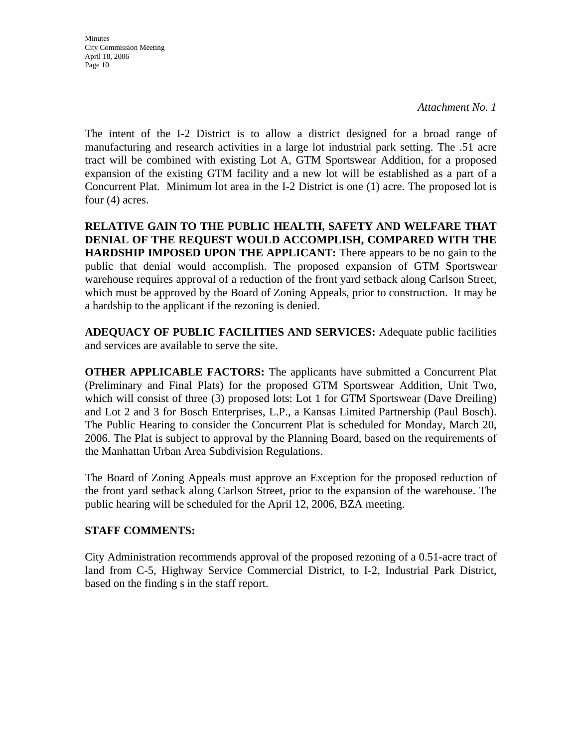*Attachment No. 1*

The intent of the I-2 District is to allow a district designed for a broad range of manufacturing and research activities in a large lot industrial park setting. The .51 acre tract will be combined with existing Lot A, GTM Sportswear Addition, for a proposed expansion of the existing GTM facility and a new lot will be established as a part of a Concurrent Plat. Minimum lot area in the I-2 District is one (1) acre. The proposed lot is four (4) acres.

**RELATIVE GAIN TO THE PUBLIC HEALTH, SAFETY AND WELFARE THAT DENIAL OF THE REQUEST WOULD ACCOMPLISH, COMPARED WITH THE HARDSHIP IMPOSED UPON THE APPLICANT:** There appears to be no gain to the public that denial would accomplish. The proposed expansion of GTM Sportswear warehouse requires approval of a reduction of the front yard setback along Carlson Street, which must be approved by the Board of Zoning Appeals, prior to construction. It may be a hardship to the applicant if the rezoning is denied.

**ADEQUACY OF PUBLIC FACILITIES AND SERVICES:** Adequate public facilities and services are available to serve the site.

**OTHER APPLICABLE FACTORS:** The applicants have submitted a Concurrent Plat (Preliminary and Final Plats) for the proposed GTM Sportswear Addition, Unit Two, which will consist of three (3) proposed lots: Lot 1 for GTM Sportswear (Dave Dreiling) and Lot 2 and 3 for Bosch Enterprises, L.P., a Kansas Limited Partnership (Paul Bosch). The Public Hearing to consider the Concurrent Plat is scheduled for Monday, March 20, 2006. The Plat is subject to approval by the Planning Board, based on the requirements of the Manhattan Urban Area Subdivision Regulations.

The Board of Zoning Appeals must approve an Exception for the proposed reduction of the front yard setback along Carlson Street, prior to the expansion of the warehouse. The public hearing will be scheduled for the April 12, 2006, BZA meeting.

**STAFF COMMENTS:**

City Administration recommends approval of the proposed rezoning of a 0.51-acre tract of land from C-5, Highway Service Commercial District, to I-2, Industrial Park District, based on the finding s in the staff report.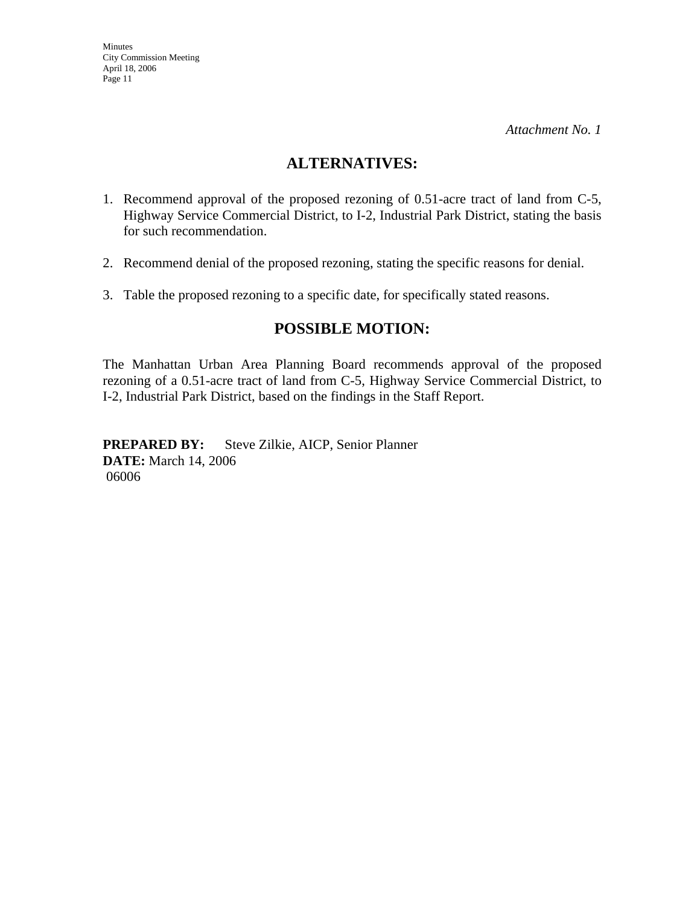*Attachment No. 1*

## ALTERNATIVES:

1. Recommend approval of the proposed rezoning of 0.51-acre tract of land from C-5, Highway Service Commercial District, to I-2, Industrial Park District, stating the basis for such recommendation.

2. Recommend denial of the proposed rezoning, stating the specific reasons for denial.

3. Table the proposed rezoning to a specific date, for specifically stated reasons.

## POSSIBLE MOTION:

The Manhattan Urban Area Planning Board recommends approval of the proposed rezoning of a 0.51-acre tract of land from C-5, Highway Service Commercial District, to I-2, Industrial Park District, based on the findings in the Staff Report.

**PREPARED BY:** Steve Zilkie, AICP, Senior Planner
**DATE:** March 14, 2006
06006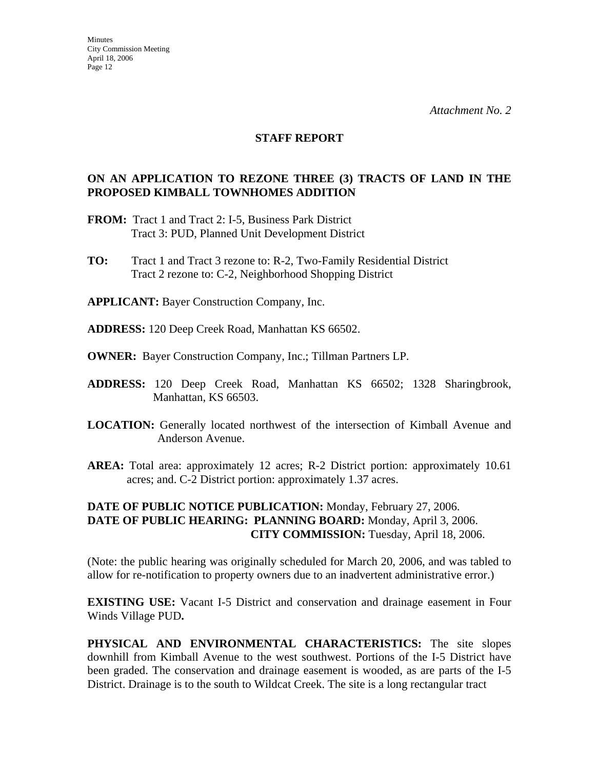*Attachment No. 2*

## STAFF REPORT

### ON AN APPLICATION TO REZONE THREE (3) TRACTS OF LAND IN THE PROPOSED KIMBALL TOWNHOMES ADDITION

**FROM:** Tract 1 and Tract 2: I-5, Business Park District
Tract 3: PUD, Planned Unit Development District

**TO:** Tract 1 and Tract 3 rezone to: R-2, Two-Family Residential District
Tract 2 rezone to: C-2, Neighborhood Shopping District

**APPLICANT:** Bayer Construction Company, Inc.

**ADDRESS:** 120 Deep Creek Road, Manhattan KS 66502.

**OWNER:** Bayer Construction Company, Inc.; Tillman Partners LP.

**ADDRESS:** 120 Deep Creek Road, Manhattan KS 66502; 1328 Sharingbrook, Manhattan, KS 66503.

**LOCATION:** Generally located northwest of the intersection of Kimball Avenue and Anderson Avenue.

**AREA:** Total area: approximately 12 acres; R-2 District portion: approximately 10.61 acres; and. C-2 District portion: approximately 1.37 acres.

**DATE OF PUBLIC NOTICE PUBLICATION:** Monday, February 27, 2006.
**DATE OF PUBLIC HEARING: PLANNING BOARD:** Monday, April 3, 2006.
**CITY COMMISSION:** Tuesday, April 18, 2006.

(Note: the public hearing was originally scheduled for March 20, 2006, and was tabled to allow for re-notification to property owners due to an inadvertent administrative error.)

**EXISTING USE:** Vacant I-5 District and conservation and drainage easement in Four Winds Village PUD**.**

**PHYSICAL AND ENVIRONMENTAL CHARACTERISTICS:** The site slopes downhill from Kimball Avenue to the west southwest. Portions of the I-5 District have been graded. The conservation and drainage easement is wooded, as are parts of the I-5 District. Drainage is to the south to Wildcat Creek. The site is a long rectangular tract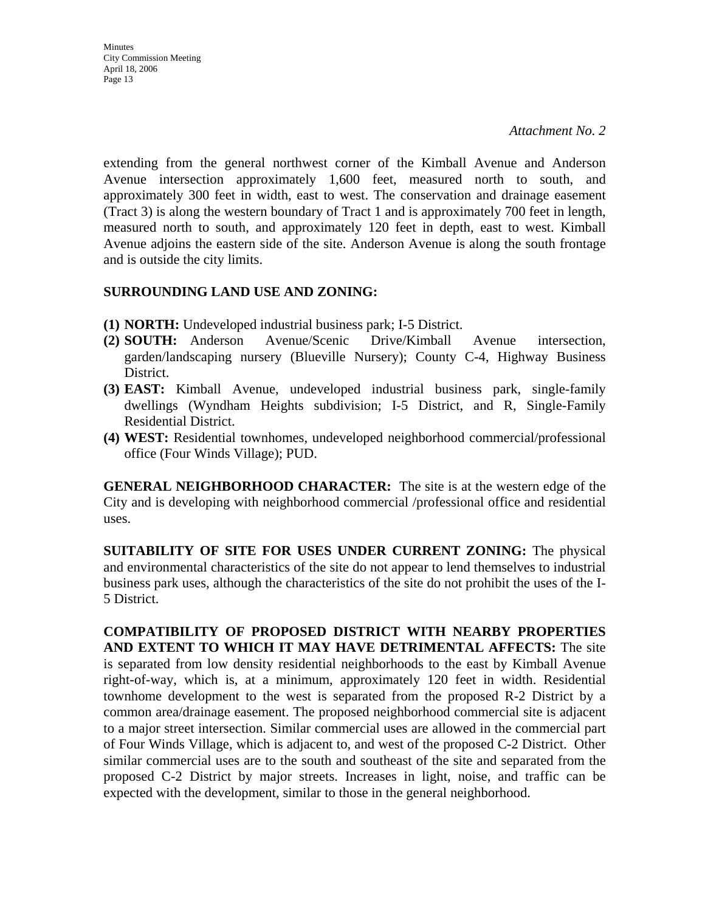*Attachment No. 2*

extending from the general northwest corner of the Kimball Avenue and Anderson Avenue intersection approximately 1,600 feet, measured north to south, and approximately 300 feet in width, east to west. The conservation and drainage easement (Tract 3) is along the western boundary of Tract 1 and is approximately 700 feet in length, measured north to south, and approximately 120 feet in depth, east to west. Kimball Avenue adjoins the eastern side of the site. Anderson Avenue is along the south frontage and is outside the city limits.

**SURROUNDING LAND USE AND ZONING:**

**(1) NORTH:** Undeveloped industrial business park; I-5 District.
**(2) SOUTH:** Anderson Avenue/Scenic Drive/Kimball Avenue intersection, garden/landscaping nursery (Blueville Nursery); County C-4, Highway Business District.
**(3) EAST:** Kimball Avenue, undeveloped industrial business park, single-family dwellings (Wyndham Heights subdivision; I-5 District, and R, Single-Family Residential District.
**(4) WEST:** Residential townhomes, undeveloped neighborhood commercial/professional office (Four Winds Village); PUD.

**GENERAL NEIGHBORHOOD CHARACTER:** The site is at the western edge of the City and is developing with neighborhood commercial /professional office and residential uses.

**SUITABILITY OF SITE FOR USES UNDER CURRENT ZONING:** The physical and environmental characteristics of the site do not appear to lend themselves to industrial business park uses, although the characteristics of the site do not prohibit the uses of the I-5 District.

**COMPATIBILITY OF PROPOSED DISTRICT WITH NEARBY PROPERTIES AND EXTENT TO WHICH IT MAY HAVE DETRIMENTAL AFFECTS:** The site is separated from low density residential neighborhoods to the east by Kimball Avenue right-of-way, which is, at a minimum, approximately 120 feet in width. Residential townhome development to the west is separated from the proposed R-2 District by a common area/drainage easement. The proposed neighborhood commercial site is adjacent to a major street intersection. Similar commercial uses are allowed in the commercial part of Four Winds Village, which is adjacent to, and west of the proposed C-2 District. Other similar commercial uses are to the south and southeast of the site and separated from the proposed C-2 District by major streets. Increases in light, noise, and traffic can be expected with the development, similar to those in the general neighborhood.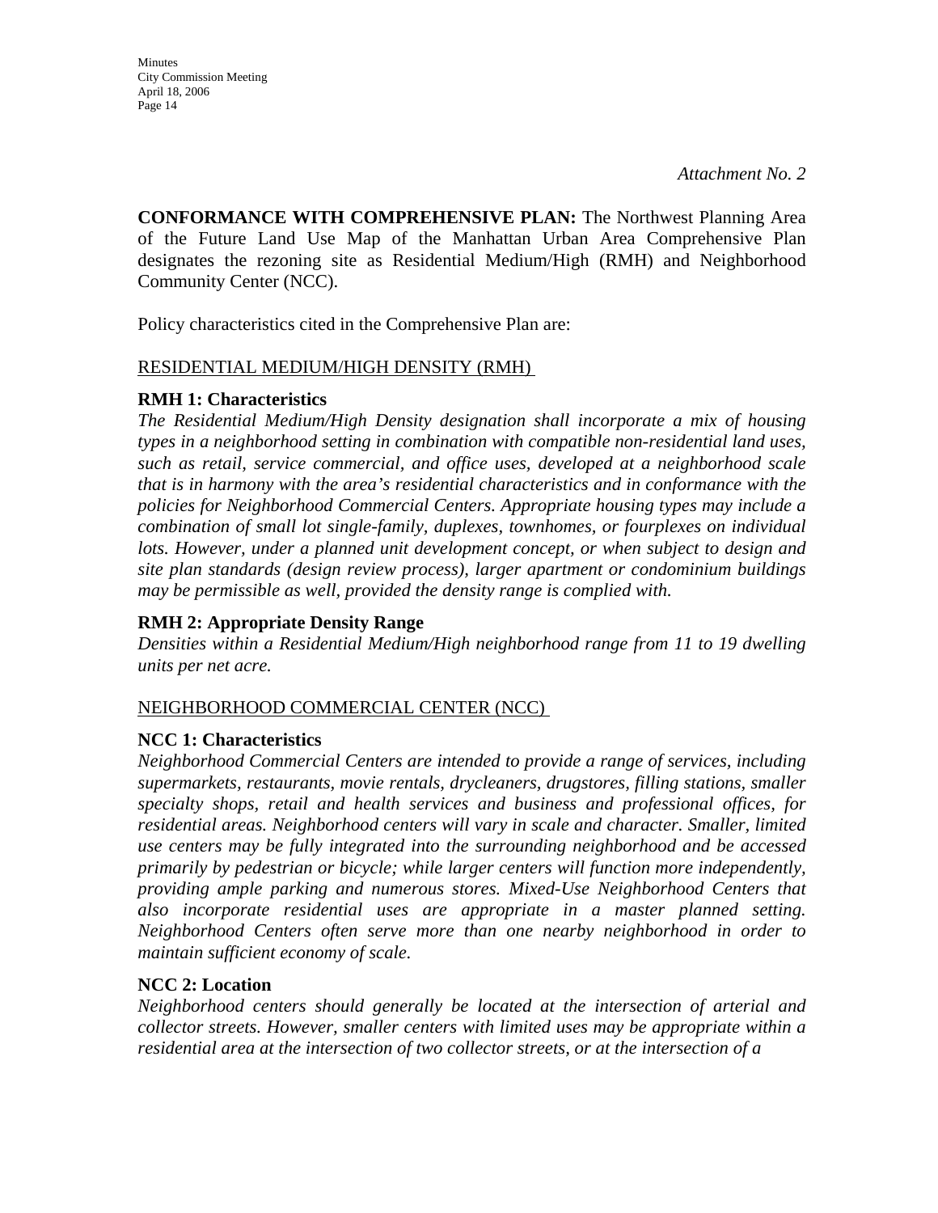*Attachment No. 2*

**CONFORMANCE WITH COMPREHENSIVE PLAN:** The Northwest Planning Area of the Future Land Use Map of the Manhattan Urban Area Comprehensive Plan designates the rezoning site as Residential Medium/High (RMH) and Neighborhood Community Center (NCC).

Policy characteristics cited in the Comprehensive Plan are:

RESIDENTIAL MEDIUM/HIGH DENSITY (RMH)

**RMH 1: Characteristics**

*The Residential Medium/High Density designation shall incorporate a mix of housing types in a neighborhood setting in combination with compatible non-residential land uses, such as retail, service commercial, and office uses, developed at a neighborhood scale that is in harmony with the area's residential characteristics and in conformance with the policies for Neighborhood Commercial Centers. Appropriate housing types may include a combination of small lot single-family, duplexes, townhomes, or fourplexes on individual lots. However, under a planned unit development concept, or when subject to design and site plan standards (design review process), larger apartment or condominium buildings may be permissible as well, provided the density range is complied with.*

**RMH 2: Appropriate Density Range**

*Densities within a Residential Medium/High neighborhood range from 11 to 19 dwelling units per net acre.*

NEIGHBORHOOD COMMERCIAL CENTER (NCC)

**NCC 1: Characteristics**

*Neighborhood Commercial Centers are intended to provide a range of services, including supermarkets, restaurants, movie rentals, drycleaners, drugstores, filling stations, smaller specialty shops, retail and health services and business and professional offices, for residential areas. Neighborhood centers will vary in scale and character. Smaller, limited use centers may be fully integrated into the surrounding neighborhood and be accessed primarily by pedestrian or bicycle; while larger centers will function more independently, providing ample parking and numerous stores. Mixed-Use Neighborhood Centers that also incorporate residential uses are appropriate in a master planned setting. Neighborhood Centers often serve more than one nearby neighborhood in order to maintain sufficient economy of scale.*

**NCC 2: Location**

*Neighborhood centers should generally be located at the intersection of arterial and collector streets. However, smaller centers with limited uses may be appropriate within a residential area at the intersection of two collector streets, or at the intersection of a*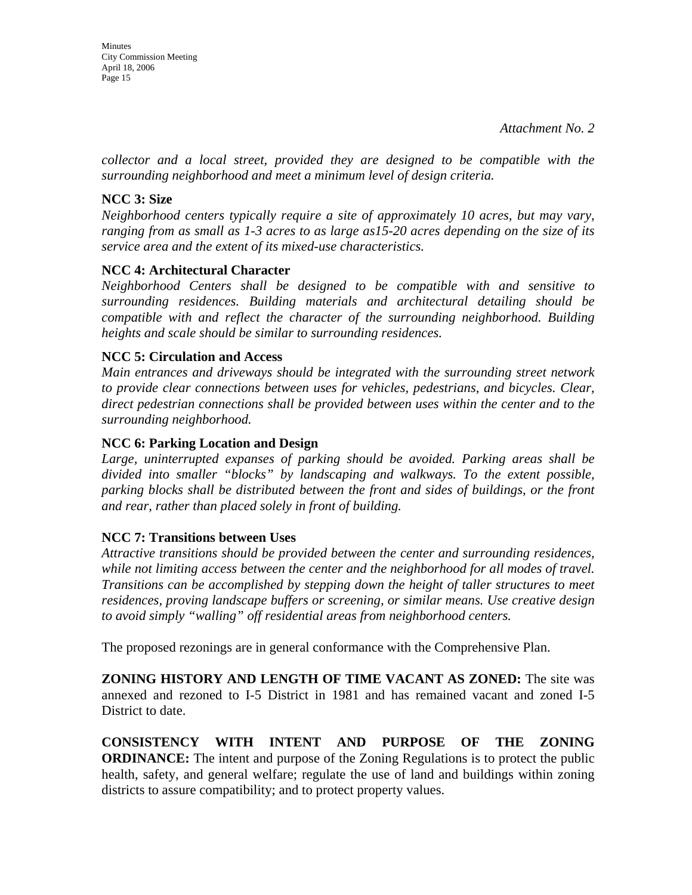*Attachment No. 2*

*collector and a local street, provided they are designed to be compatible with the surrounding neighborhood and meet a minimum level of design criteria.*

**NCC 3: Size**

*Neighborhood centers typically require a site of approximately 10 acres, but may vary, ranging from as small as 1-3 acres to as large as15-20 acres depending on the size of its service area and the extent of its mixed-use characteristics.*

**NCC 4: Architectural Character**

*Neighborhood Centers shall be designed to be compatible with and sensitive to surrounding residences. Building materials and architectural detailing should be compatible with and reflect the character of the surrounding neighborhood. Building heights and scale should be similar to surrounding residences.*

**NCC 5: Circulation and Access**

*Main entrances and driveways should be integrated with the surrounding street network to provide clear connections between uses for vehicles, pedestrians, and bicycles. Clear, direct pedestrian connections shall be provided between uses within the center and to the surrounding neighborhood.*

**NCC 6: Parking Location and Design**

*Large, uninterrupted expanses of parking should be avoided. Parking areas shall be divided into smaller "blocks" by landscaping and walkways. To the extent possible, parking blocks shall be distributed between the front and sides of buildings, or the front and rear, rather than placed solely in front of building.*

**NCC 7: Transitions between Uses**

*Attractive transitions should be provided between the center and surrounding residences, while not limiting access between the center and the neighborhood for all modes of travel. Transitions can be accomplished by stepping down the height of taller structures to meet residences, proving landscape buffers or screening, or similar means. Use creative design to avoid simply "walling" off residential areas from neighborhood centers.*

The proposed rezonings are in general conformance with the Comprehensive Plan.

**ZONING HISTORY AND LENGTH OF TIME VACANT AS ZONED:** The site was annexed and rezoned to I-5 District in 1981 and has remained vacant and zoned I-5 District to date.

**CONSISTENCY WITH INTENT AND PURPOSE OF THE ZONING ORDINANCE:** The intent and purpose of the Zoning Regulations is to protect the public health, safety, and general welfare; regulate the use of land and buildings within zoning districts to assure compatibility; and to protect property values.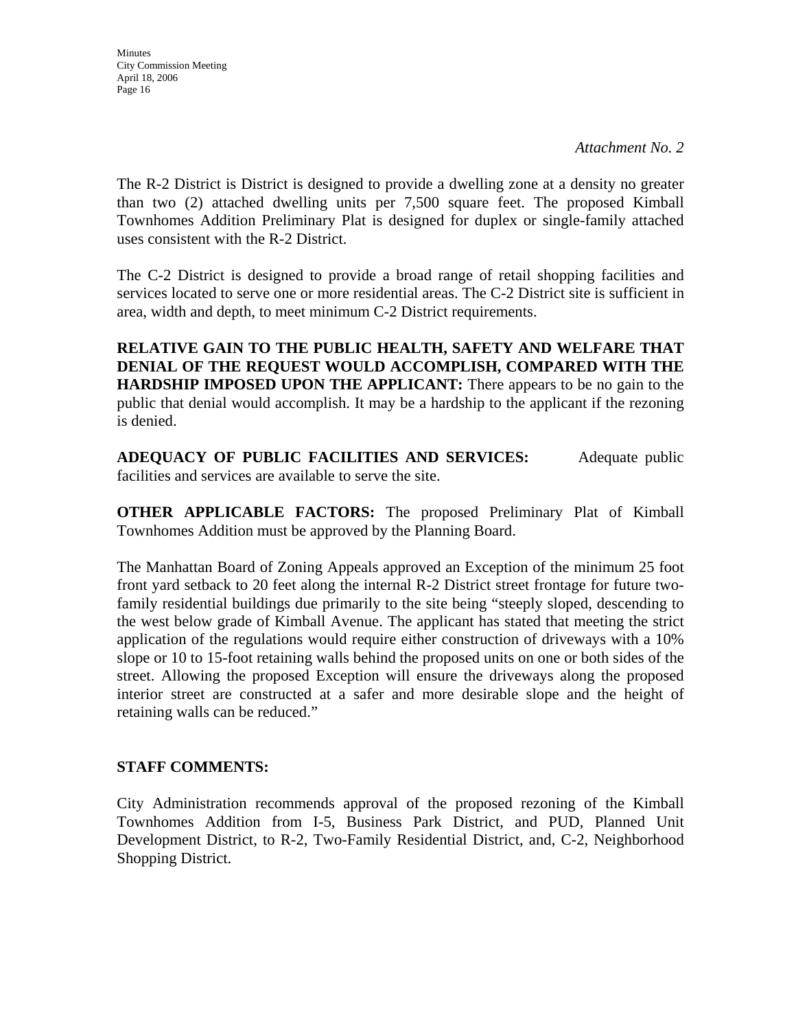*Attachment No. 2*

The R-2 District is District is designed to provide a dwelling zone at a density no greater than two (2) attached dwelling units per 7,500 square feet. The proposed Kimball Townhomes Addition Preliminary Plat is designed for duplex or single-family attached uses consistent with the R-2 District.

The C-2 District is designed to provide a broad range of retail shopping facilities and services located to serve one or more residential areas. The C-2 District site is sufficient in area, width and depth, to meet minimum C-2 District requirements.

**RELATIVE GAIN TO THE PUBLIC HEALTH, SAFETY AND WELFARE THAT DENIAL OF THE REQUEST WOULD ACCOMPLISH, COMPARED WITH THE HARDSHIP IMPOSED UPON THE APPLICANT:** There appears to be no gain to the public that denial would accomplish. It may be a hardship to the applicant if the rezoning is denied.

**ADEQUACY OF PUBLIC FACILITIES AND SERVICES:** Adequate public facilities and services are available to serve the site.

**OTHER APPLICABLE FACTORS:** The proposed Preliminary Plat of Kimball Townhomes Addition must be approved by the Planning Board.

The Manhattan Board of Zoning Appeals approved an Exception of the minimum 25 foot front yard setback to 20 feet along the internal R-2 District street frontage for future two-family residential buildings due primarily to the site being "steeply sloped, descending to the west below grade of Kimball Avenue. The applicant has stated that meeting the strict application of the regulations would require either construction of driveways with a 10% slope or 10 to 15-foot retaining walls behind the proposed units on one or both sides of the street. Allowing the proposed Exception will ensure the driveways along the proposed interior street are constructed at a safer and more desirable slope and the height of retaining walls can be reduced."

**STAFF COMMENTS:**

City Administration recommends approval of the proposed rezoning of the Kimball Townhomes Addition from I-5, Business Park District, and PUD, Planned Unit Development District, to R-2, Two-Family Residential District, and, C-2, Neighborhood Shopping District.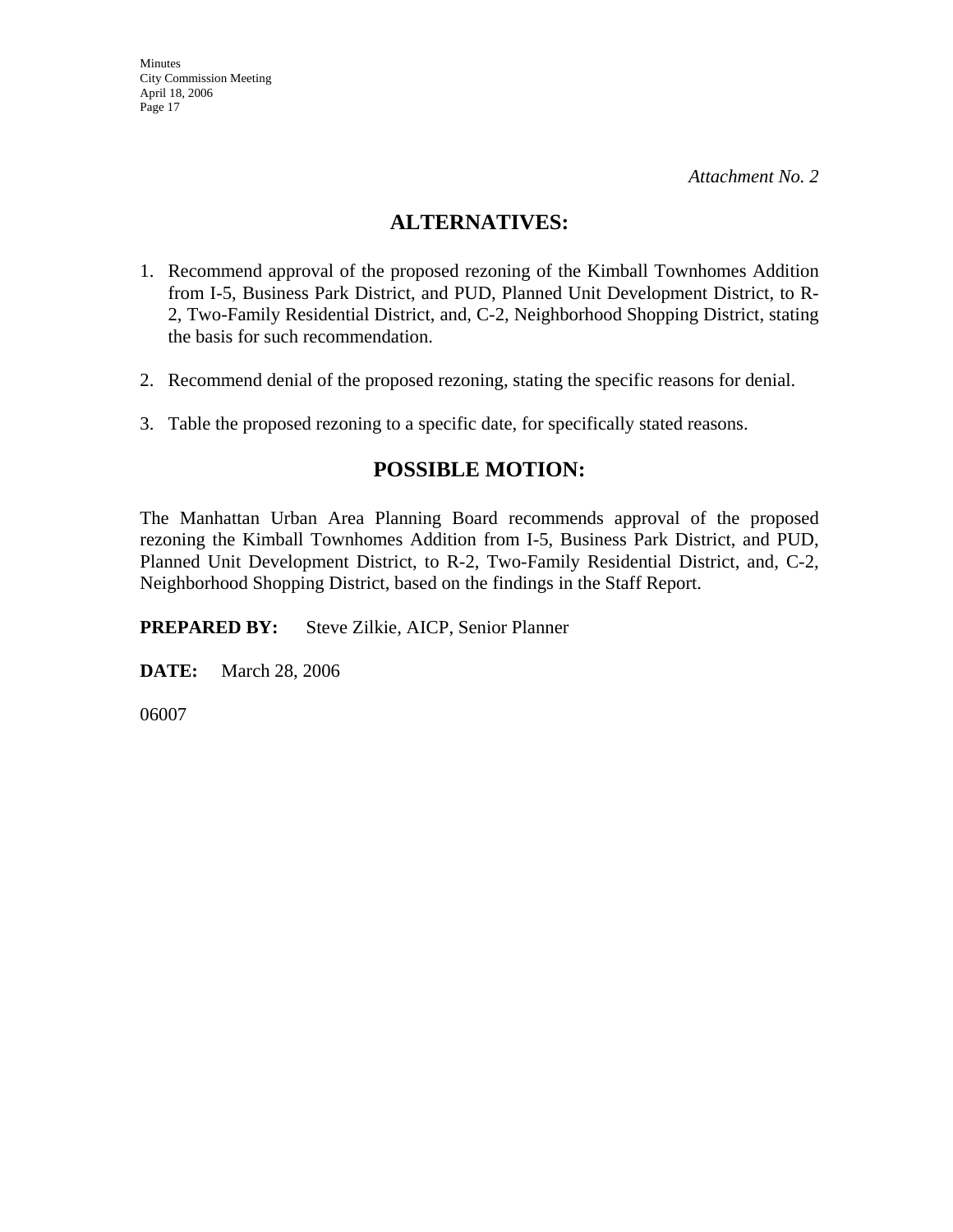*Attachment No. 2*

## ALTERNATIVES:

1. Recommend approval of the proposed rezoning of the Kimball Townhomes Addition from I-5, Business Park District, and PUD, Planned Unit Development District, to R-2, Two-Family Residential District, and, C-2, Neighborhood Shopping District, stating the basis for such recommendation.

2. Recommend denial of the proposed rezoning, stating the specific reasons for denial.

3. Table the proposed rezoning to a specific date, for specifically stated reasons.

## POSSIBLE MOTION:

The Manhattan Urban Area Planning Board recommends approval of the proposed rezoning the Kimball Townhomes Addition from I-5, Business Park District, and PUD, Planned Unit Development District, to R-2, Two-Family Residential District, and, C-2, Neighborhood Shopping District, based on the findings in the Staff Report.

**PREPARED BY:** Steve Zilkie, AICP, Senior Planner

**DATE:** March 28, 2006

06007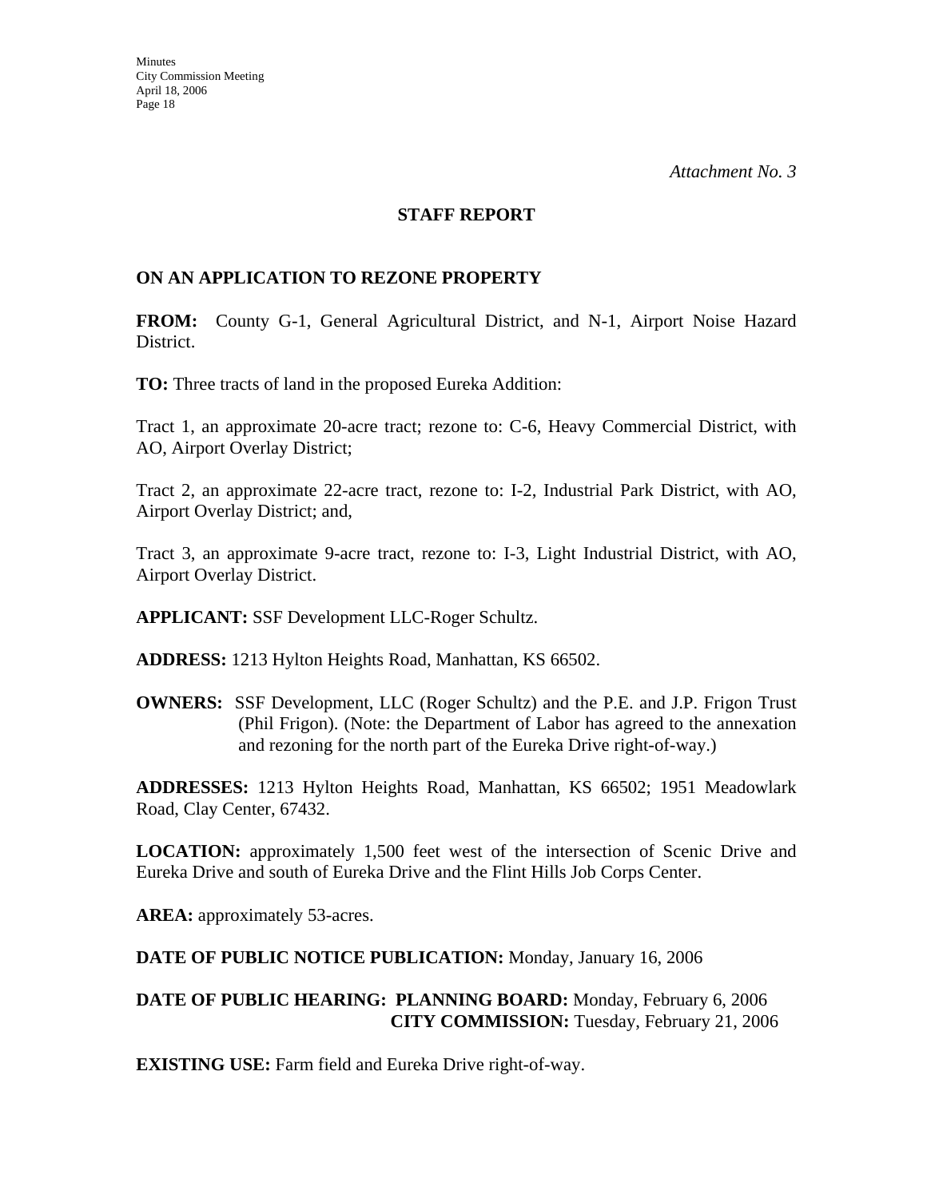*Attachment No. 3*

## STAFF REPORT

### ON AN APPLICATION TO REZONE PROPERTY

**FROM:** County G-1, General Agricultural District, and N-1, Airport Noise Hazard District.

**TO:** Three tracts of land in the proposed Eureka Addition:

Tract 1, an approximate 20-acre tract; rezone to: C-6, Heavy Commercial District, with AO, Airport Overlay District;

Tract 2, an approximate 22-acre tract, rezone to: I-2, Industrial Park District, with AO, Airport Overlay District; and,

Tract 3, an approximate 9-acre tract, rezone to: I-3, Light Industrial District, with AO, Airport Overlay District.

**APPLICANT:** SSF Development LLC-Roger Schultz.

**ADDRESS:** 1213 Hylton Heights Road, Manhattan, KS 66502.

**OWNERS:** SSF Development, LLC (Roger Schultz) and the P.E. and J.P. Frigon Trust (Phil Frigon). (Note: the Department of Labor has agreed to the annexation and rezoning for the north part of the Eureka Drive right-of-way.)

**ADDRESSES:** 1213 Hylton Heights Road, Manhattan, KS 66502; 1951 Meadowlark Road, Clay Center, 67432.

**LOCATION:** approximately 1,500 feet west of the intersection of Scenic Drive and Eureka Drive and south of Eureka Drive and the Flint Hills Job Corps Center.

**AREA:** approximately 53-acres.

**DATE OF PUBLIC NOTICE PUBLICATION:** Monday, January 16, 2006

**DATE OF PUBLIC HEARING: PLANNING BOARD:** Monday, February 6, 2006
**CITY COMMISSION:** Tuesday, February 21, 2006

**EXISTING USE:** Farm field and Eureka Drive right-of-way.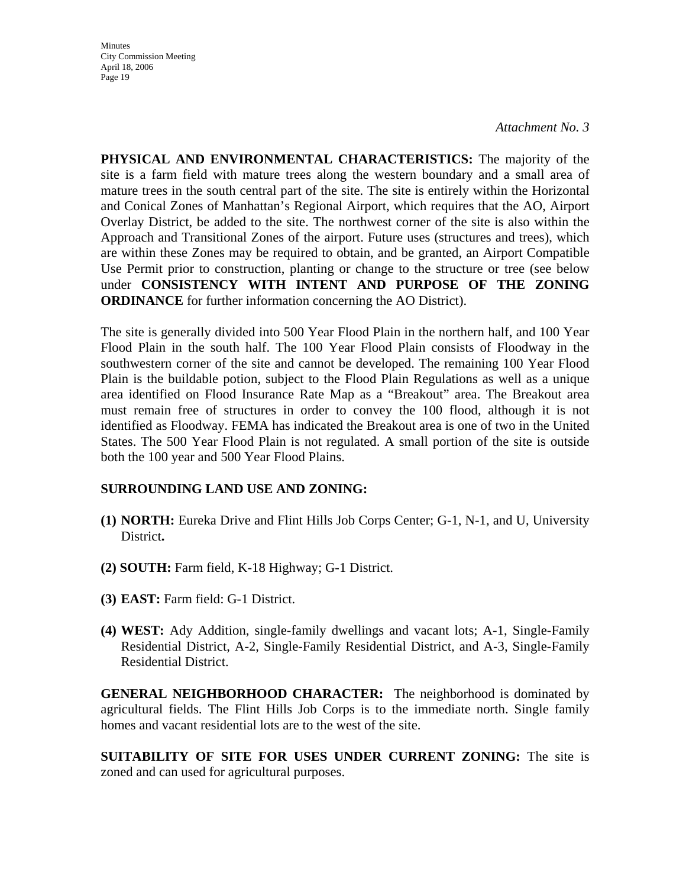*Attachment No. 3*

**PHYSICAL AND ENVIRONMENTAL CHARACTERISTICS:** The majority of the site is a farm field with mature trees along the western boundary and a small area of mature trees in the south central part of the site. The site is entirely within the Horizontal and Conical Zones of Manhattan's Regional Airport, which requires that the AO, Airport Overlay District, be added to the site. The northwest corner of the site is also within the Approach and Transitional Zones of the airport. Future uses (structures and trees), which are within these Zones may be required to obtain, and be granted, an Airport Compatible Use Permit prior to construction, planting or change to the structure or tree (see below under **CONSISTENCY WITH INTENT AND PURPOSE OF THE ZONING ORDINANCE** for further information concerning the AO District).

The site is generally divided into 500 Year Flood Plain in the northern half, and 100 Year Flood Plain in the south half. The 100 Year Flood Plain consists of Floodway in the southwestern corner of the site and cannot be developed. The remaining 100 Year Flood Plain is the buildable potion, subject to the Flood Plain Regulations as well as a unique area identified on Flood Insurance Rate Map as a "Breakout" area. The Breakout area must remain free of structures in order to convey the 100 flood, although it is not identified as Floodway. FEMA has indicated the Breakout area is one of two in the United States. The 500 Year Flood Plain is not regulated. A small portion of the site is outside both the 100 year and 500 Year Flood Plains.

**SURROUNDING LAND USE AND ZONING:**

**(1) NORTH:** Eureka Drive and Flint Hills Job Corps Center; G-1, N-1, and U, University District**.**

**(2) SOUTH:** Farm field, K-18 Highway; G-1 District.

**(3) EAST:** Farm field: G-1 District.

**(4) WEST:** Ady Addition, single-family dwellings and vacant lots; A-1, Single-Family Residential District, A-2, Single-Family Residential District, and A-3, Single-Family Residential District.

**GENERAL NEIGHBORHOOD CHARACTER:** The neighborhood is dominated by agricultural fields. The Flint Hills Job Corps is to the immediate north. Single family homes and vacant residential lots are to the west of the site.

**SUITABILITY OF SITE FOR USES UNDER CURRENT ZONING:** The site is zoned and can used for agricultural purposes.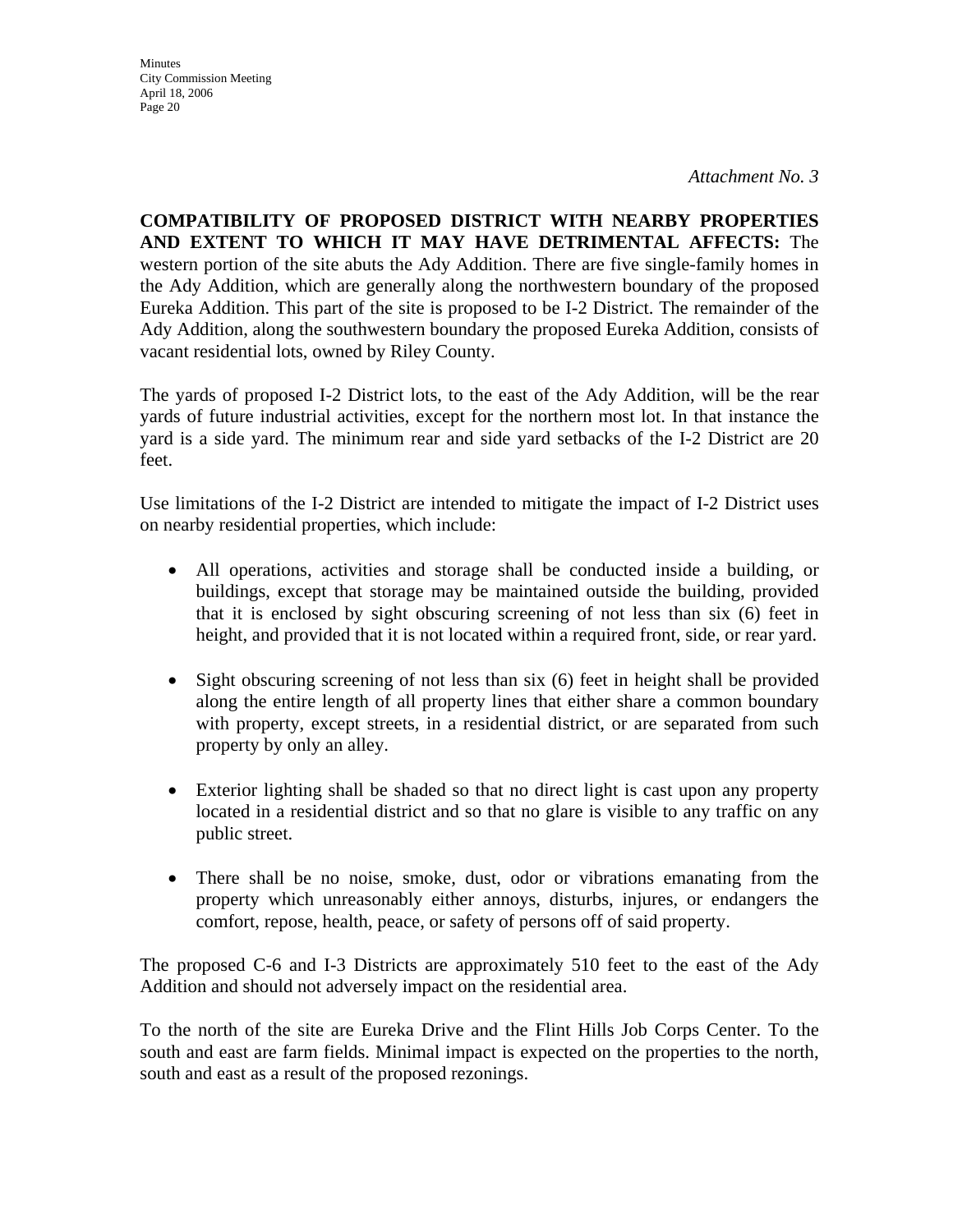*Attachment No. 3*

**COMPATIBILITY OF PROPOSED DISTRICT WITH NEARBY PROPERTIES AND EXTENT TO WHICH IT MAY HAVE DETRIMENTAL AFFECTS:** The western portion of the site abuts the Ady Addition. There are five single-family homes in the Ady Addition, which are generally along the northwestern boundary of the proposed Eureka Addition. This part of the site is proposed to be I-2 District. The remainder of the Ady Addition, along the southwestern boundary the proposed Eureka Addition, consists of vacant residential lots, owned by Riley County.

The yards of proposed I-2 District lots, to the east of the Ady Addition, will be the rear yards of future industrial activities, except for the northern most lot. In that instance the yard is a side yard. The minimum rear and side yard setbacks of the I-2 District are 20 feet.

Use limitations of the I-2 District are intended to mitigate the impact of I-2 District uses on nearby residential properties, which include:

- All operations, activities and storage shall be conducted inside a building, or buildings, except that storage may be maintained outside the building, provided that it is enclosed by sight obscuring screening of not less than six (6) feet in height, and provided that it is not located within a required front, side, or rear yard.

- Sight obscuring screening of not less than six (6) feet in height shall be provided along the entire length of all property lines that either share a common boundary with property, except streets, in a residential district, or are separated from such property by only an alley.

- Exterior lighting shall be shaded so that no direct light is cast upon any property located in a residential district and so that no glare is visible to any traffic on any public street.

- There shall be no noise, smoke, dust, odor or vibrations emanating from the property which unreasonably either annoys, disturbs, injures, or endangers the comfort, repose, health, peace, or safety of persons off of said property.

The proposed C-6 and I-3 Districts are approximately 510 feet to the east of the Ady Addition and should not adversely impact on the residential area.

To the north of the site are Eureka Drive and the Flint Hills Job Corps Center. To the south and east are farm fields. Minimal impact is expected on the properties to the north, south and east as a result of the proposed rezonings.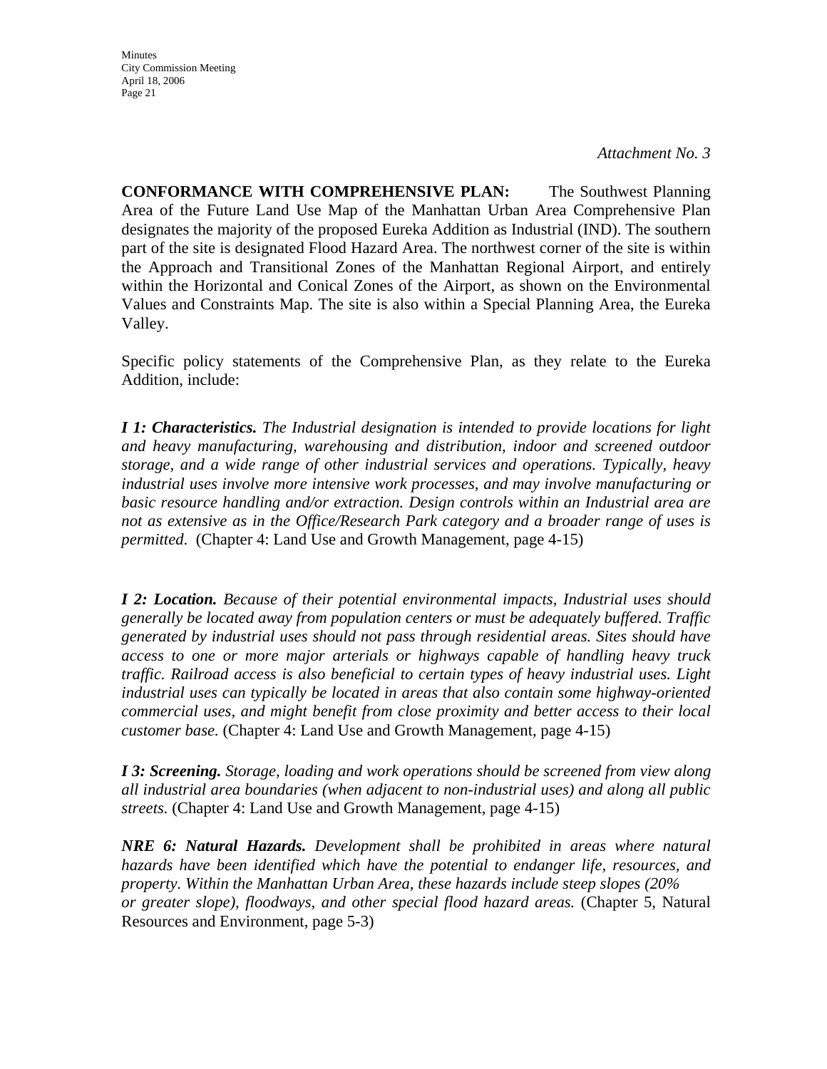*Attachment No. 3*

**CONFORMANCE WITH COMPREHENSIVE PLAN:** The Southwest Planning Area of the Future Land Use Map of the Manhattan Urban Area Comprehensive Plan designates the majority of the proposed Eureka Addition as Industrial (IND). The southern part of the site is designated Flood Hazard Area. The northwest corner of the site is within the Approach and Transitional Zones of the Manhattan Regional Airport, and entirely within the Horizontal and Conical Zones of the Airport, as shown on the Environmental Values and Constraints Map. The site is also within a Special Planning Area, the Eureka Valley.

Specific policy statements of the Comprehensive Plan, as they relate to the Eureka Addition, include:

***I 1: Characteristics.*** *The Industrial designation is intended to provide locations for light and heavy manufacturing, warehousing and distribution, indoor and screened outdoor storage, and a wide range of other industrial services and operations. Typically, heavy industrial uses involve more intensive work processes, and may involve manufacturing or basic resource handling and/or extraction. Design controls within an Industrial area are not as extensive as in the Office/Research Park category and a broader range of uses is permitted*. (Chapter 4: Land Use and Growth Management, page 4-15)

***I 2: Location.*** *Because of their potential environmental impacts, Industrial uses should generally be located away from population centers or must be adequately buffered. Traffic generated by industrial uses should not pass through residential areas. Sites should have access to one or more major arterials or highways capable of handling heavy truck traffic. Railroad access is also beneficial to certain types of heavy industrial uses. Light industrial uses can typically be located in areas that also contain some highway-oriented commercial uses, and might benefit from close proximity and better access to their local customer base.* (Chapter 4: Land Use and Growth Management, page 4-15)

***I 3: Screening.*** *Storage, loading and work operations should be screened from view along all industrial area boundaries (when adjacent to non-industrial uses) and along all public streets.* (Chapter 4: Land Use and Growth Management, page 4-15)

***NRE 6: Natural Hazards.*** *Development shall be prohibited in areas where natural hazards have been identified which have the potential to endanger life, resources, and property. Within the Manhattan Urban Area, these hazards include steep slopes (20% or greater slope), floodways, and other special flood hazard areas.* (Chapter 5, Natural Resources and Environment, page 5-3)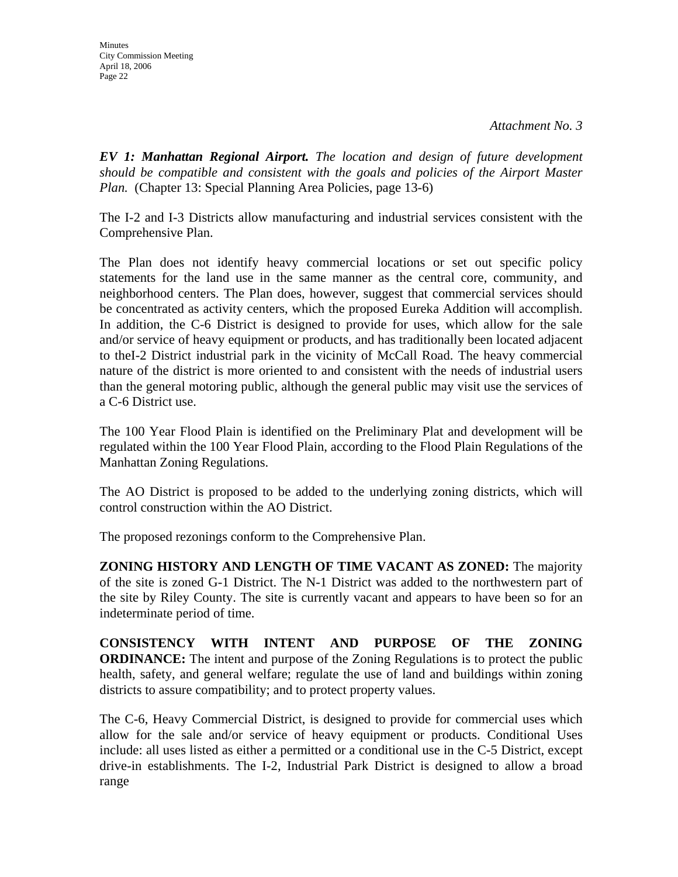*Attachment No. 3*

***EV 1: Manhattan Regional Airport.*** *The location and design of future development should be compatible and consistent with the goals and policies of the Airport Master Plan.* (Chapter 13: Special Planning Area Policies, page 13-6)

The I-2 and I-3 Districts allow manufacturing and industrial services consistent with the Comprehensive Plan.

The Plan does not identify heavy commercial locations or set out specific policy statements for the land use in the same manner as the central core, community, and neighborhood centers. The Plan does, however, suggest that commercial services should be concentrated as activity centers, which the proposed Eureka Addition will accomplish. In addition, the C-6 District is designed to provide for uses, which allow for the sale and/or service of heavy equipment or products, and has traditionally been located adjacent to theI-2 District industrial park in the vicinity of McCall Road. The heavy commercial nature of the district is more oriented to and consistent with the needs of industrial users than the general motoring public, although the general public may visit use the services of a C-6 District use.

The 100 Year Flood Plain is identified on the Preliminary Plat and development will be regulated within the 100 Year Flood Plain, according to the Flood Plain Regulations of the Manhattan Zoning Regulations.

The AO District is proposed to be added to the underlying zoning districts, which will control construction within the AO District.

The proposed rezonings conform to the Comprehensive Plan.

**ZONING HISTORY AND LENGTH OF TIME VACANT AS ZONED:** The majority of the site is zoned G-1 District. The N-1 District was added to the northwestern part of the site by Riley County. The site is currently vacant and appears to have been so for an indeterminate period of time.

**CONSISTENCY WITH INTENT AND PURPOSE OF THE ZONING ORDINANCE:** The intent and purpose of the Zoning Regulations is to protect the public health, safety, and general welfare; regulate the use of land and buildings within zoning districts to assure compatibility; and to protect property values.

The C-6, Heavy Commercial District, is designed to provide for commercial uses which allow for the sale and/or service of heavy equipment or products. Conditional Uses include: all uses listed as either a permitted or a conditional use in the C-5 District, except drive-in establishments. The I-2, Industrial Park District is designed to allow a broad range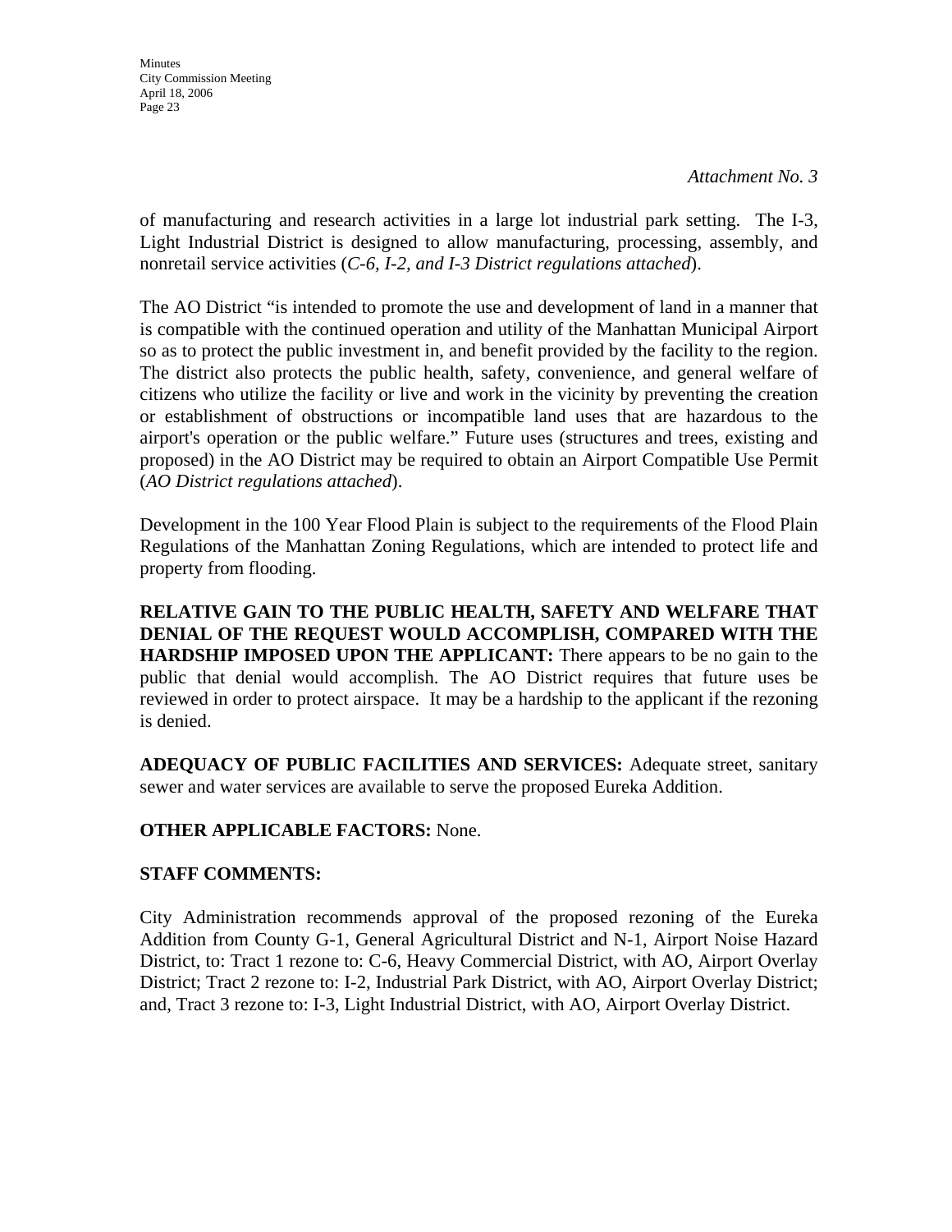*Attachment No. 3*

of manufacturing and research activities in a large lot industrial park setting. The I-3, Light Industrial District is designed to allow manufacturing, processing, assembly, and nonretail service activities (*C-6, I-2, and I-3 District regulations attached*).

The AO District "is intended to promote the use and development of land in a manner that is compatible with the continued operation and utility of the Manhattan Municipal Airport so as to protect the public investment in, and benefit provided by the facility to the region. The district also protects the public health, safety, convenience, and general welfare of citizens who utilize the facility or live and work in the vicinity by preventing the creation or establishment of obstructions or incompatible land uses that are hazardous to the airport's operation or the public welfare." Future uses (structures and trees, existing and proposed) in the AO District may be required to obtain an Airport Compatible Use Permit (*AO District regulations attached*).

Development in the 100 Year Flood Plain is subject to the requirements of the Flood Plain Regulations of the Manhattan Zoning Regulations, which are intended to protect life and property from flooding.

**RELATIVE GAIN TO THE PUBLIC HEALTH, SAFETY AND WELFARE THAT DENIAL OF THE REQUEST WOULD ACCOMPLISH, COMPARED WITH THE HARDSHIP IMPOSED UPON THE APPLICANT:** There appears to be no gain to the public that denial would accomplish. The AO District requires that future uses be reviewed in order to protect airspace. It may be a hardship to the applicant if the rezoning is denied.

**ADEQUACY OF PUBLIC FACILITIES AND SERVICES:** Adequate street, sanitary sewer and water services are available to serve the proposed Eureka Addition.

**OTHER APPLICABLE FACTORS:** None.

**STAFF COMMENTS:**

City Administration recommends approval of the proposed rezoning of the Eureka Addition from County G-1, General Agricultural District and N-1, Airport Noise Hazard District, to: Tract 1 rezone to: C-6, Heavy Commercial District, with AO, Airport Overlay District; Tract 2 rezone to: I-2, Industrial Park District, with AO, Airport Overlay District; and, Tract 3 rezone to: I-3, Light Industrial District, with AO, Airport Overlay District.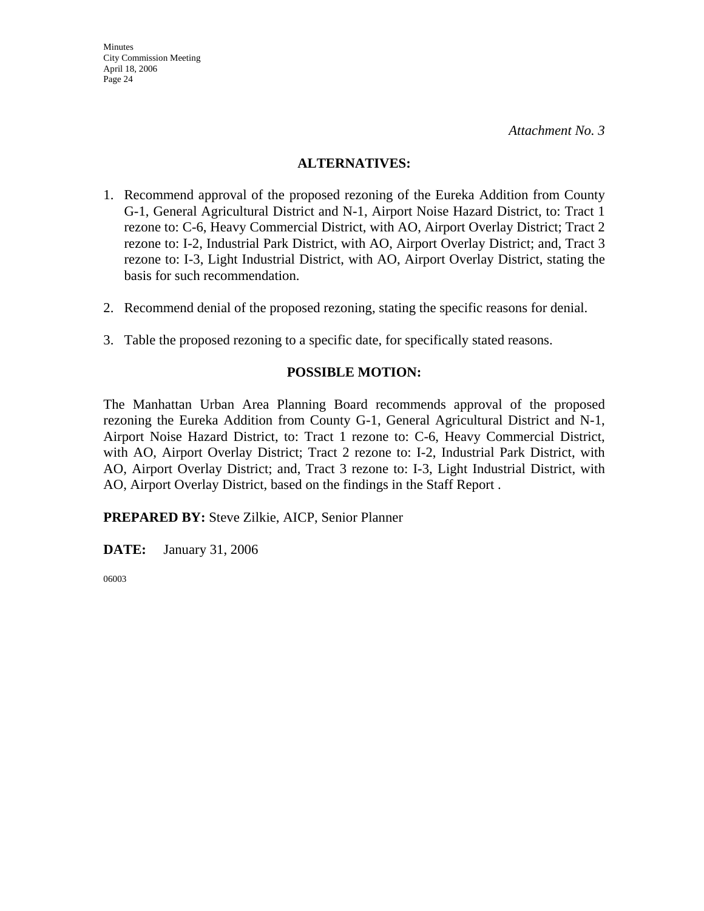*Attachment No. 3*

**ALTERNATIVES:**

1. Recommend approval of the proposed rezoning of the Eureka Addition from County G-1, General Agricultural District and N-1, Airport Noise Hazard District, to: Tract 1 rezone to: C-6, Heavy Commercial District, with AO, Airport Overlay District; Tract 2 rezone to: I-2, Industrial Park District, with AO, Airport Overlay District; and, Tract 3 rezone to: I-3, Light Industrial District, with AO, Airport Overlay District, stating the basis for such recommendation.

2. Recommend denial of the proposed rezoning, stating the specific reasons for denial.

3. Table the proposed rezoning to a specific date, for specifically stated reasons.

**POSSIBLE MOTION:**

The Manhattan Urban Area Planning Board recommends approval of the proposed rezoning the Eureka Addition from County G-1, General Agricultural District and N-1, Airport Noise Hazard District, to: Tract 1 rezone to: C-6, Heavy Commercial District, with AO, Airport Overlay District; Tract 2 rezone to: I-2, Industrial Park District, with AO, Airport Overlay District; and, Tract 3 rezone to: I-3, Light Industrial District, with AO, Airport Overlay District, based on the findings in the Staff Report .

**PREPARED BY:** Steve Zilkie, AICP, Senior Planner

**DATE:** January 31, 2006

06003